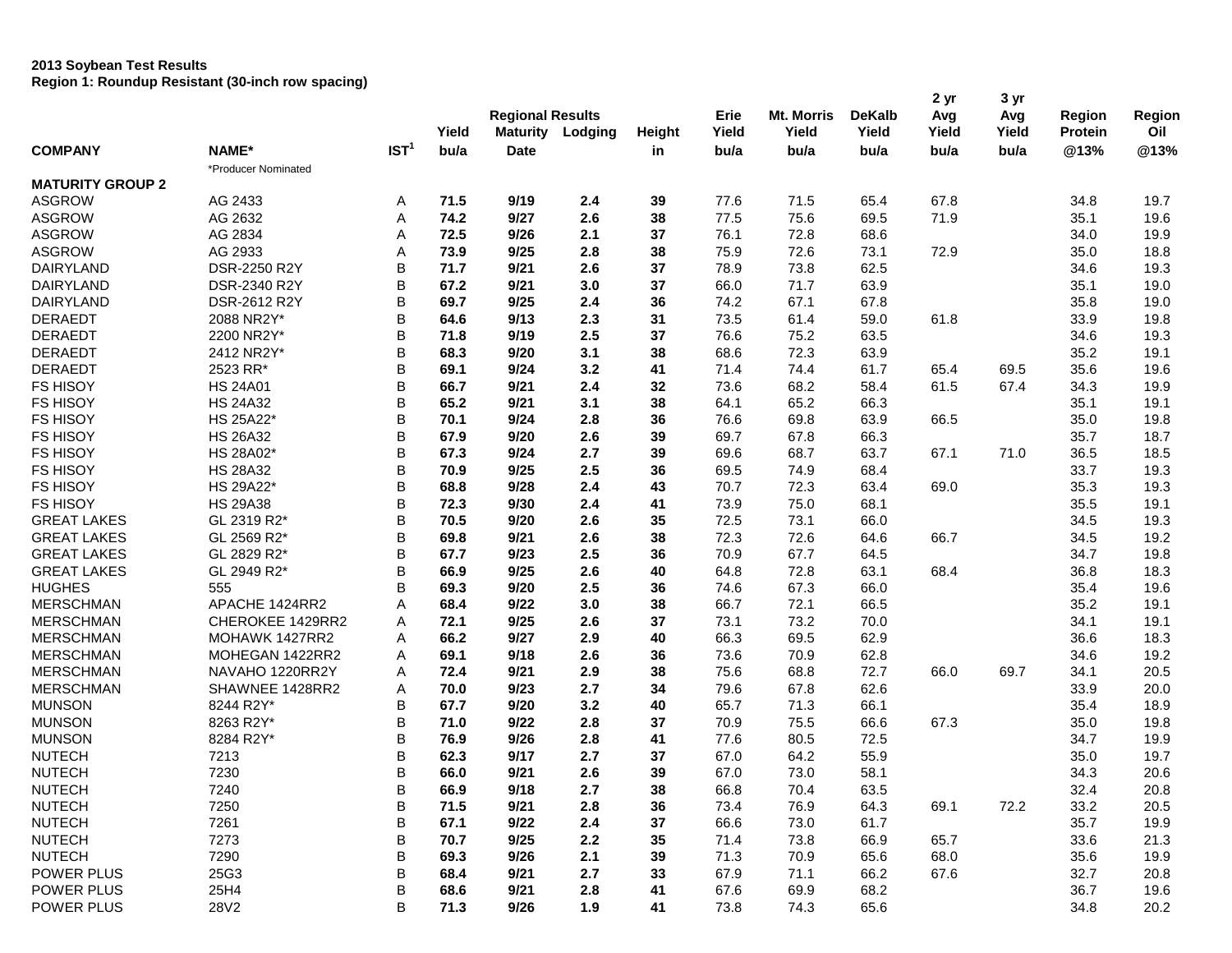**2013 Soybean Test Results**
**Region 1: Roundup Resistant (30-inch row spacing)**

| | | | Regional Results | | | | Erie | Mt. Morris | DeKalb | 2 yr Avg | 3 yr Avg | Region | Region |
|---|---|---|---|---|---|---|---|---|---|---|---|---|---|
| | | | Yield | Maturity | Lodging | Height | Yield | Yield | Yield | Yield | Yield | Protein | Oil |
| **COMPANY** | **NAME*** | **IST[1]** | **bu/a** | **Date** | | **in** | **bu/a** | **bu/a** | **bu/a** | **bu/a** | **bu/a** | **@13%** | **@13%** |
| | *Producer Nominated | | | | | | | | | | | | |
| **MATURITY GROUP 2** | | | | | | | | | | | | | |
| ASGROW | AG 2433 | A | **71.5** | **9/19** | **2.4** | **39** | 77.6 | 71.5 | 65.4 | 67.8 | | 34.8 | 19.7 |
| ASGROW | AG 2632 | A | **74.2** | **9/27** | **2.6** | **38** | 77.5 | 75.6 | 69.5 | 71.9 | | 35.1 | 19.6 |
| ASGROW | AG 2834 | A | **72.5** | **9/26** | **2.1** | **37** | 76.1 | 72.8 | 68.6 | | | 34.0 | 19.9 |
| ASGROW | AG 2933 | A | **73.9** | **9/25** | **2.8** | **38** | 75.9 | 72.6 | 73.1 | 72.9 | | 35.0 | 18.8 |
| DAIRYLAND | DSR-2250 R2Y | B | **71.7** | **9/21** | **2.6** | **37** | 78.9 | 73.8 | 62.5 | | | 34.6 | 19.3 |
| DAIRYLAND | DSR-2340 R2Y | B | **67.2** | **9/21** | **3.0** | **37** | 66.0 | 71.7 | 63.9 | | | 35.1 | 19.0 |
| DAIRYLAND | DSR-2612 R2Y | B | **69.7** | **9/25** | **2.4** | **36** | 74.2 | 67.1 | 67.8 | | | 35.8 | 19.0 |
| DERAEDT | 2088 NR2Y* | B | **64.6** | **9/13** | **2.3** | **31** | 73.5 | 61.4 | 59.0 | 61.8 | | 33.9 | 19.8 |
| DERAEDT | 2200 NR2Y* | B | **71.8** | **9/19** | **2.5** | **37** | 76.6 | 75.2 | 63.5 | | | 34.6 | 19.3 |
| DERAEDT | 2412 NR2Y* | B | **68.3** | **9/20** | **3.1** | **38** | 68.6 | 72.3 | 63.9 | | | 35.2 | 19.1 |
| DERAEDT | 2523 RR* | B | **69.1** | **9/24** | **3.2** | **41** | 71.4 | 74.4 | 61.7 | 65.4 | 69.5 | 35.6 | 19.6 |
| FS HISOY | HS 24A01 | B | **66.7** | **9/21** | **2.4** | **32** | 73.6 | 68.2 | 58.4 | 61.5 | 67.4 | 34.3 | 19.9 |
| FS HISOY | HS 24A32 | B | **65.2** | **9/21** | **3.1** | **38** | 64.1 | 65.2 | 66.3 | | | 35.1 | 19.1 |
| FS HISOY | HS 25A22* | B | **70.1** | **9/24** | **2.8** | **36** | 76.6 | 69.8 | 63.9 | 66.5 | | 35.0 | 19.8 |
| FS HISOY | HS 26A32 | B | **67.9** | **9/20** | **2.6** | **39** | 69.7 | 67.8 | 66.3 | | | 35.7 | 18.7 |
| FS HISOY | HS 28A02* | B | **67.3** | **9/24** | **2.7** | **39** | 69.6 | 68.7 | 63.7 | 67.1 | 71.0 | 36.5 | 18.5 |
| FS HISOY | HS 28A32 | B | **70.9** | **9/25** | **2.5** | **36** | 69.5 | 74.9 | 68.4 | | | 33.7 | 19.3 |
| FS HISOY | HS 29A22* | B | **68.8** | **9/28** | **2.4** | **43** | 70.7 | 72.3 | 63.4 | 69.0 | | 35.3 | 19.3 |
| FS HISOY | HS 29A38 | B | **72.3** | **9/30** | **2.4** | **41** | 73.9 | 75.0 | 68.1 | | | 35.5 | 19.1 |
| GREAT LAKES | GL 2319 R2* | B | **70.5** | **9/20** | **2.6** | **35** | 72.5 | 73.1 | 66.0 | | | 34.5 | 19.3 |
| GREAT LAKES | GL 2569 R2* | B | **69.8** | **9/21** | **2.6** | **38** | 72.3 | 72.6 | 64.6 | 66.7 | | 34.5 | 19.2 |
| GREAT LAKES | GL 2829 R2* | B | **67.7** | **9/23** | **2.5** | **36** | 70.9 | 67.7 | 64.5 | | | 34.7 | 19.8 |
| GREAT LAKES | GL 2949 R2* | B | **66.9** | **9/25** | **2.6** | **40** | 64.8 | 72.8 | 63.1 | 68.4 | | 36.8 | 18.3 |
| HUGHES | 555 | B | **69.3** | **9/20** | **2.5** | **36** | 74.6 | 67.3 | 66.0 | | | 35.4 | 19.6 |
| MERSCHMAN | APACHE 1424RR2 | A | **68.4** | **9/22** | **3.0** | **38** | 66.7 | 72.1 | 66.5 | | | 35.2 | 19.1 |
| MERSCHMAN | CHEROKEE 1429RR2 | A | **72.1** | **9/25** | **2.6** | **37** | 73.1 | 73.2 | 70.0 | | | 34.1 | 19.1 |
| MERSCHMAN | MOHAWK 1427RR2 | A | **66.2** | **9/27** | **2.9** | **40** | 66.3 | 69.5 | 62.9 | | | 36.6 | 18.3 |
| MERSCHMAN | MOHEGAN 1422RR2 | A | **69.1** | **9/18** | **2.6** | **36** | 73.6 | 70.9 | 62.8 | | | 34.6 | 19.2 |
| MERSCHMAN | NAVAHO 1220RR2Y | A | **72.4** | **9/21** | **2.9** | **38** | 75.6 | 68.8 | 72.7 | 66.0 | 69.7 | 34.1 | 20.5 |
| MERSCHMAN | SHAWNEE 1428RR2 | A | **70.0** | **9/23** | **2.7** | **34** | 79.6 | 67.8 | 62.6 | | | 33.9 | 20.0 |
| MUNSON | 8244 R2Y* | B | **67.7** | **9/20** | **3.2** | **40** | 65.7 | 71.3 | 66.1 | | | 35.4 | 18.9 |
| MUNSON | 8263 R2Y* | B | **71.0** | **9/22** | **2.8** | **37** | 70.9 | 75.5 | 66.6 | 67.3 | | 35.0 | 19.8 |
| MUNSON | 8284 R2Y* | B | **76.9** | **9/26** | **2.8** | **41** | 77.6 | 80.5 | 72.5 | | | 34.7 | 19.9 |
| NUTECH | 7213 | B | **62.3** | **9/17** | **2.7** | **37** | 67.0 | 64.2 | 55.9 | | | 35.0 | 19.7 |
| NUTECH | 7230 | B | **66.0** | **9/21** | **2.6** | **39** | 67.0 | 73.0 | 58.1 | | | 34.3 | 20.6 |
| NUTECH | 7240 | B | **66.9** | **9/18** | **2.7** | **38** | 66.8 | 70.4 | 63.5 | | | 32.4 | 20.8 |
| NUTECH | 7250 | B | **71.5** | **9/21** | **2.8** | **36** | 73.4 | 76.9 | 64.3 | 69.1 | 72.2 | 33.2 | 20.5 |
| NUTECH | 7261 | B | **67.1** | **9/22** | **2.4** | **37** | 66.6 | 73.0 | 61.7 | | | 35.7 | 19.9 |
| NUTECH | 7273 | B | **70.7** | **9/25** | **2.2** | **35** | 71.4 | 73.8 | 66.9 | 65.7 | | 33.6 | 21.3 |
| NUTECH | 7290 | B | **69.3** | **9/26** | **2.1** | **39** | 71.3 | 70.9 | 65.6 | 68.0 | | 35.6 | 19.9 |
| POWER PLUS | 25G3 | B | **68.4** | **9/21** | **2.7** | **33** | 67.9 | 71.1 | 66.2 | 67.6 | | 32.7 | 20.8 |
| POWER PLUS | 25H4 | B | **68.6** | **9/21** | **2.8** | **41** | 67.6 | 69.9 | 68.2 | | | 36.7 | 19.6 |
| POWER PLUS | 28V2 | B | **71.3** | **9/26** | **1.9** | **41** | 73.8 | 74.3 | 65.6 | | | 34.8 | 20.2 |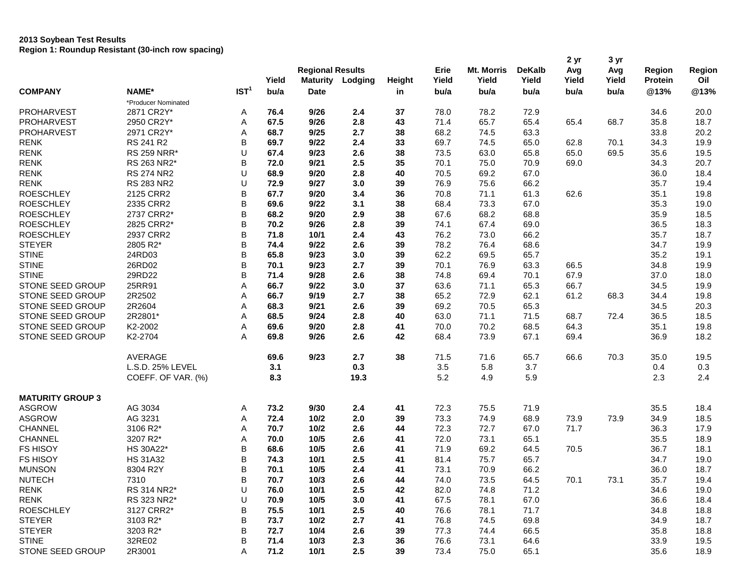**2013 Soybean Test Results**
**Region 1: Roundup Resistant (30-inch row spacing)**

| COMPANY | NAME* | IST[1] | Yield bu/a | Regional Results Maturity Date | Lodging | Height in | Erie Yield bu/a | Mt. Morris Yield bu/a | DeKalb Yield bu/a | 2 yr Avg Yield bu/a | 3 yr Avg Yield bu/a | Region Protein @13% | Region Oil @13% |
|---|---|---|---|---|---|---|---|---|---|---|---|---|---|
| | *Producer Nominated | | | | | | | | | | | | |
| PROHARVEST | 2871 CR2Y* | A | **76.4** | **9/26** | **2.4** | **37** | 78.0 | 78.2 | 72.9 | | | 34.6 | 20.0 |
| PROHARVEST | 2950 CR2Y* | A | **67.5** | **9/26** | **2.8** | **43** | 71.4 | 65.7 | 65.4 | 65.4 | 68.7 | 35.8 | 18.7 |
| PROHARVEST | 2971 CR2Y* | A | **68.7** | **9/25** | **2.7** | **38** | 68.2 | 74.5 | 63.3 | | | 33.8 | 20.2 |
| RENK | RS 241 R2 | B | **69.7** | **9/22** | **2.4** | **33** | 69.7 | 74.5 | 65.0 | 62.8 | 70.1 | 34.3 | 19.9 |
| RENK | RS 259 NRR* | U | **67.4** | **9/23** | **2.6** | **38** | 73.5 | 63.0 | 65.8 | 65.0 | 69.5 | 35.6 | 19.5 |
| RENK | RS 263 NR2* | B | **72.0** | **9/21** | **2.5** | **35** | 70.1 | 75.0 | 70.9 | 69.0 | | 34.3 | 20.7 |
| RENK | RS 274 NR2 | U | **68.9** | **9/20** | **2.8** | **40** | 70.5 | 69.2 | 67.0 | | | 36.0 | 18.4 |
| RENK | RS 283 NR2 | U | **72.9** | **9/27** | **3.0** | **39** | 76.9 | 75.6 | 66.2 | | | 35.7 | 19.4 |
| ROESCHLEY | 2125 CRR2 | B | **67.7** | **9/20** | **3.4** | **36** | 70.8 | 71.1 | 61.3 | 62.6 | | 35.1 | 19.8 |
| ROESCHLEY | 2335 CRR2 | B | **69.6** | **9/22** | **3.1** | **38** | 68.4 | 73.3 | 67.0 | | | 35.3 | 19.0 |
| ROESCHLEY | 2737 CRR2* | B | **68.2** | **9/20** | **2.9** | **38** | 67.6 | 68.2 | 68.8 | | | 35.9 | 18.5 |
| ROESCHLEY | 2825 CRR2* | B | **70.2** | **9/26** | **2.8** | **39** | 74.1 | 67.4 | 69.0 | | | 36.5 | 18.3 |
| ROESCHLEY | 2937 CRR2 | B | **71.8** | **10/1** | **2.4** | **43** | 76.2 | 73.0 | 66.2 | | | 35.7 | 18.7 |
| STEYER | 2805 R2* | B | **74.4** | **9/22** | **2.6** | **39** | 78.2 | 76.4 | 68.6 | | | 34.7 | 19.9 |
| STINE | 24RD03 | B | **65.8** | **9/23** | **3.0** | **39** | 62.2 | 69.5 | 65.7 | | | 35.2 | 19.1 |
| STINE | 26RD02 | B | **70.1** | **9/23** | **2.7** | **39** | 70.1 | 76.9 | 63.3 | 66.5 | | 34.8 | 19.9 |
| STINE | 29RD22 | B | **71.4** | **9/28** | **2.6** | **38** | 74.8 | 69.4 | 70.1 | 67.9 | | 37.0 | 18.0 |
| STONE SEED GROUP | 25RR91 | A | **66.7** | **9/22** | **3.0** | **37** | 63.6 | 71.1 | 65.3 | 66.7 | | 34.5 | 19.9 |
| STONE SEED GROUP | 2R2502 | A | **66.7** | **9/19** | **2.7** | **38** | 65.2 | 72.9 | 62.1 | 61.2 | 68.3 | 34.4 | 19.8 |
| STONE SEED GROUP | 2R2604 | A | **68.3** | **9/21** | **2.6** | **39** | 69.2 | 70.5 | 65.3 | | | 34.5 | 20.3 |
| STONE SEED GROUP | 2R2801* | A | **68.5** | **9/24** | **2.8** | **40** | 63.0 | 71.1 | 71.5 | 68.7 | 72.4 | 36.5 | 18.5 |
| STONE SEED GROUP | K2-2002 | A | **69.6** | **9/20** | **2.8** | **41** | 70.0 | 70.2 | 68.5 | 64.3 | | 35.1 | 19.8 |
| STONE SEED GROUP | K2-2704 | A | **69.8** | **9/26** | **2.6** | **42** | 68.4 | 73.9 | 67.1 | 69.4 | | 36.9 | 18.2 |
| | AVERAGE | | **69.6** | **9/23** | **2.7** | **38** | 71.5 | 71.6 | 65.7 | 66.6 | 70.3 | 35.0 | 19.5 |
| | L.S.D. 25% LEVEL | | **3.1** | | **0.3** | | 3.5 | 5.8 | 3.7 | | | 0.4 | 0.3 |
| | COEFF. OF VAR. (%) | | **8.3** | | **19.3** | | 5.2 | 4.9 | 5.9 | | | 2.3 | 2.4 |
| **MATURITY GROUP 3** | | | | | | | | | | | | | |
| ASGROW | AG 3034 | A | **73.2** | **9/30** | **2.4** | **41** | 72.3 | 75.5 | 71.9 | | | 35.5 | 18.4 |
| ASGROW | AG 3231 | A | **72.4** | **10/2** | **2.0** | **39** | 73.3 | 74.9 | 68.9 | 73.9 | 73.9 | 34.9 | 18.5 |
| CHANNEL | 3106 R2* | A | **70.7** | **10/2** | **2.6** | **44** | 72.3 | 72.7 | 67.0 | 71.7 | | 36.3 | 17.9 |
| CHANNEL | 3207 R2* | A | **70.0** | **10/5** | **2.6** | **41** | 72.0 | 73.1 | 65.1 | | | 35.5 | 18.9 |
| FS HISOY | HS 30A22* | B | **68.6** | **10/5** | **2.6** | **41** | 71.9 | 69.2 | 64.5 | 70.5 | | 36.7 | 18.1 |
| FS HISOY | HS 31A32 | B | **74.3** | **10/1** | **2.5** | **41** | 81.4 | 75.7 | 65.7 | | | 34.7 | 19.0 |
| MUNSON | 8304 R2Y | B | **70.1** | **10/5** | **2.4** | **41** | 73.1 | 70.9 | 66.2 | | | 36.0 | 18.7 |
| NUTECH | 7310 | B | **70.7** | **10/3** | **2.6** | **44** | 74.0 | 73.5 | 64.5 | 70.1 | 73.1 | 35.7 | 19.4 |
| RENK | RS 314 NR2* | U | **76.0** | **10/1** | **2.5** | **42** | 82.0 | 74.8 | 71.2 | | | 34.6 | 19.0 |
| RENK | RS 323 NR2* | U | **70.9** | **10/5** | **3.0** | **41** | 67.5 | 78.1 | 67.0 | | | 36.6 | 18.4 |
| ROESCHLEY | 3127 CRR2* | B | **75.5** | **10/1** | **2.5** | **40** | 76.6 | 78.1 | 71.7 | | | 34.8 | 18.8 |
| STEYER | 3103 R2* | B | **73.7** | **10/2** | **2.7** | **41** | 76.8 | 74.5 | 69.8 | | | 34.9 | 18.7 |
| STEYER | 3203 R2* | B | **72.7** | **10/4** | **2.6** | **39** | 77.3 | 74.4 | 66.5 | | | 35.8 | 18.8 |
| STINE | 32RE02 | B | **71.4** | **10/3** | **2.3** | **36** | 76.6 | 73.1 | 64.6 | | | 33.9 | 19.5 |
| STONE SEED GROUP | 2R3001 | A | **71.2** | **10/1** | **2.5** | **39** | 73.4 | 75.0 | 65.1 | | | 35.6 | 18.9 |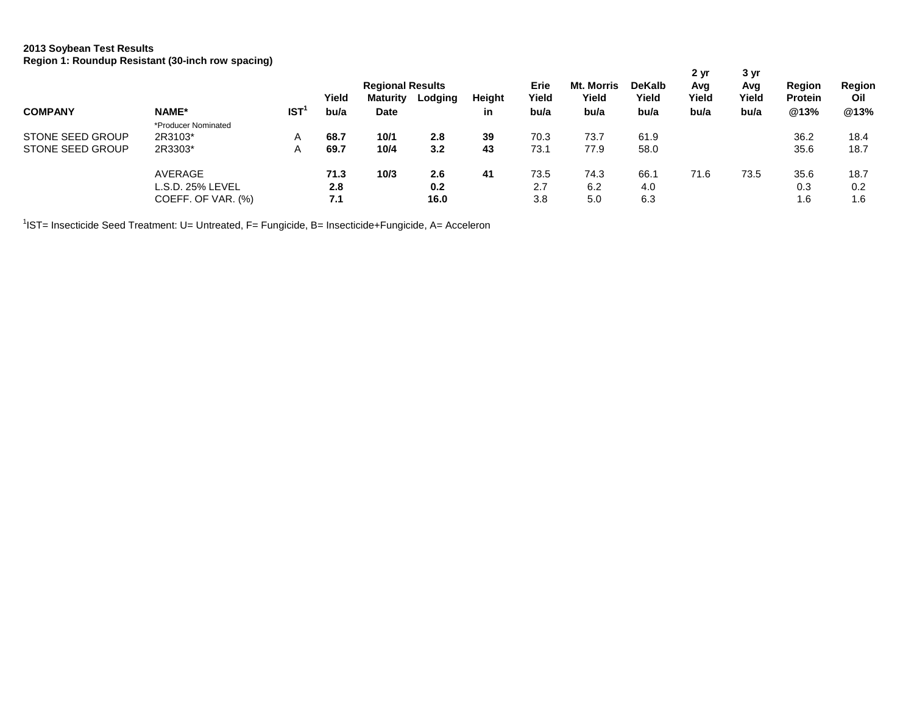**2013 Soybean Test Results**
**Region 1: Roundup Resistant (30-inch row spacing)**

| | | | Regional Results | | | | Erie | Mt. Morris | DeKalb | 2 yr Avg | 3 yr Avg | Region | Region |
|---|---|---|---|---|---|---|---|---|---|---|---|---|---|
| | | | Yield | Maturity | Lodging | Height | Yield | Yield | Yield | Yield | Yield | Protein | Oil |
| **COMPANY** | **NAME*** | **IST[1]** | **bu/a** | **Date** | | **in** | **bu/a** | **bu/a** | **bu/a** | **bu/a** | **bu/a** | **@13%** | **@13%** |
| | *Producer Nominated | | | | | | | | | | | | |
| STONE SEED GROUP | 2R3103* | A | **68.7** | **10/1** | **2.8** | **39** | 70.3 | 73.7 | 61.9 | | | 36.2 | 18.4 |
| STONE SEED GROUP | 2R3303* | A | **69.7** | **10/4** | **3.2** | **43** | 73.1 | 77.9 | 58.0 | | | 35.6 | 18.7 |
| | AVERAGE | | **71.3** | **10/3** | **2.6** | **41** | 73.5 | 74.3 | 66.1 | 71.6 | 73.5 | 35.6 | 18.7 |
| | L.S.D. 25% LEVEL | | **2.8** | | **0.2** | | 2.7 | 6.2 | 4.0 | | | 0.3 | 0.2 |
| | COEFF. OF VAR. (%) | | **7.1** | | **16.0** | | 3.8 | 5.0 | 6.3 | | | 1.6 | 1.6 |

[1]IST= Insecticide Seed Treatment: U= Untreated, F= Fungicide, B= Insecticide+Fungicide, A= Acceleron